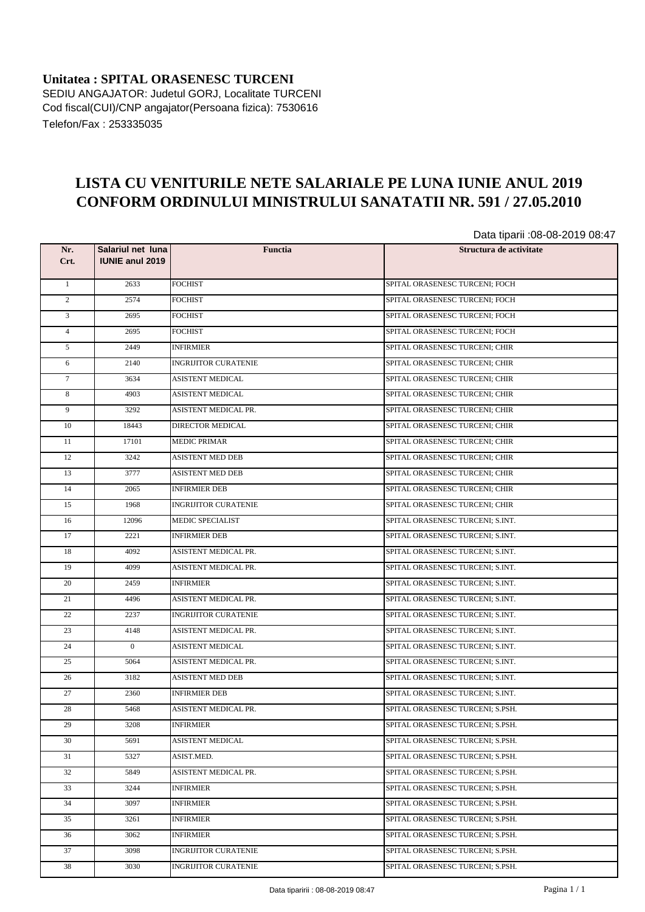**Unitatea : SPITAL ORASENESC TURCENI**
SEDIU ANGAJATOR: Judetul GORJ, Localitate TURCENI
Cod fiscal(CUI)/CNP angajator(Persoana fizica): 7530616
Telefon/Fax : 253335035

# LISTA CU VENITURILE NETE SALARIALE PE LUNA IUNIE ANUL 2019 CONFORM ORDINULUI MINISTRULUI SANATATII NR. 591 / 27.05.2010

Data tiparii :08-08-2019 08:47

| Nr. Crt. | Salariul net luna IUNIE anul 2019 | Functia | Structura de activitate |
|---|---|---|---|
| 1 | 2633 | FOCHIST | SPITAL ORASENESC TURCENI; FOCH |
| 2 | 2574 | FOCHIST | SPITAL ORASENESC TURCENI; FOCH |
| 3 | 2695 | FOCHIST | SPITAL ORASENESC TURCENI; FOCH |
| 4 | 2695 | FOCHIST | SPITAL ORASENESC TURCENI; FOCH |
| 5 | 2449 | INFIRMIER | SPITAL ORASENESC TURCENI; CHIR |
| 6 | 2140 | INGRIJITOR CURATENIE | SPITAL ORASENESC TURCENI; CHIR |
| 7 | 3634 | ASISTENT MEDICAL | SPITAL ORASENESC TURCENI; CHIR |
| 8 | 4903 | ASISTENT MEDICAL | SPITAL ORASENESC TURCENI; CHIR |
| 9 | 3292 | ASISTENT MEDICAL PR. | SPITAL ORASENESC TURCENI; CHIR |
| 10 | 18443 | DIRECTOR MEDICAL | SPITAL ORASENESC TURCENI; CHIR |
| 11 | 17101 | MEDIC PRIMAR | SPITAL ORASENESC TURCENI; CHIR |
| 12 | 3242 | ASISTENT MED DEB | SPITAL ORASENESC TURCENI; CHIR |
| 13 | 3777 | ASISTENT MED DEB | SPITAL ORASENESC TURCENI; CHIR |
| 14 | 2065 | INFIRMIER DEB | SPITAL ORASENESC TURCENI; CHIR |
| 15 | 1968 | INGRIJITOR CURATENIE | SPITAL ORASENESC TURCENI; CHIR |
| 16 | 12096 | MEDIC SPECIALIST | SPITAL ORASENESC TURCENI; S.INT. |
| 17 | 2221 | INFIRMIER DEB | SPITAL ORASENESC TURCENI; S.INT. |
| 18 | 4092 | ASISTENT MEDICAL PR. | SPITAL ORASENESC TURCENI; S.INT. |
| 19 | 4099 | ASISTENT MEDICAL PR. | SPITAL ORASENESC TURCENI; S.INT. |
| 20 | 2459 | INFIRMIER | SPITAL ORASENESC TURCENI; S.INT. |
| 21 | 4496 | ASISTENT MEDICAL PR. | SPITAL ORASENESC TURCENI; S.INT. |
| 22 | 2237 | INGRIJITOR CURATENIE | SPITAL ORASENESC TURCENI; S.INT. |
| 23 | 4148 | ASISTENT MEDICAL PR. | SPITAL ORASENESC TURCENI; S.INT. |
| 24 | 0 | ASISTENT MEDICAL | SPITAL ORASENESC TURCENI; S.INT. |
| 25 | 5064 | ASISTENT MEDICAL PR. | SPITAL ORASENESC TURCENI; S.INT. |
| 26 | 3182 | ASISTENT MED DEB | SPITAL ORASENESC TURCENI; S.INT. |
| 27 | 2360 | INFIRMIER DEB | SPITAL ORASENESC TURCENI; S.INT. |
| 28 | 5468 | ASISTENT MEDICAL PR. | SPITAL ORASENESC TURCENI; S.PSH. |
| 29 | 3208 | INFIRMIER | SPITAL ORASENESC TURCENI; S.PSH. |
| 30 | 5691 | ASISTENT MEDICAL | SPITAL ORASENESC TURCENI; S.PSH. |
| 31 | 5327 | ASIST.MED. | SPITAL ORASENESC TURCENI; S.PSH. |
| 32 | 5849 | ASISTENT MEDICAL PR. | SPITAL ORASENESC TURCENI; S.PSH. |
| 33 | 3244 | INFIRMIER | SPITAL ORASENESC TURCENI; S.PSH. |
| 34 | 3097 | INFIRMIER | SPITAL ORASENESC TURCENI; S.PSH. |
| 35 | 3261 | INFIRMIER | SPITAL ORASENESC TURCENI; S.PSH. |
| 36 | 3062 | INFIRMIER | SPITAL ORASENESC TURCENI; S.PSH. |
| 37 | 3098 | INGRIJITOR CURATENIE | SPITAL ORASENESC TURCENI; S.PSH. |
| 38 | 3030 | INGRIJITOR CURATENIE | SPITAL ORASENESC TURCENI; S.PSH. |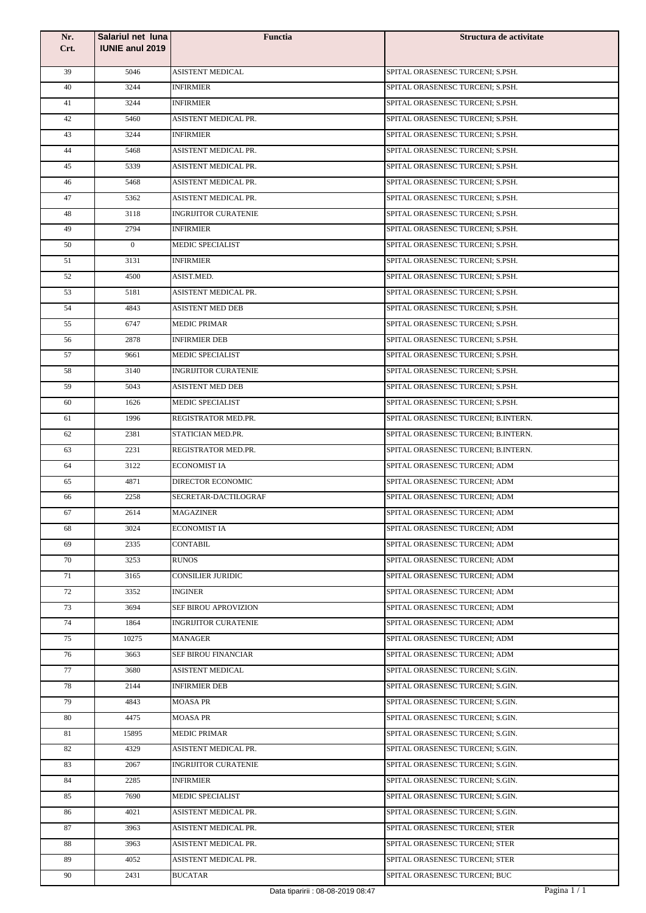| Nr. Crt. | Salariul net luna IUNIE anul 2019 | Functia | Structura de activitate |
|---|---|---|---|
| 39 | 5046 | ASISTENT MEDICAL | SPITAL ORASENESC TURCENI; S.PSH. |
| 40 | 3244 | INFIRMIER | SPITAL ORASENESC TURCENI; S.PSH. |
| 41 | 3244 | INFIRMIER | SPITAL ORASENESC TURCENI; S.PSH. |
| 42 | 5460 | ASISTENT MEDICAL PR. | SPITAL ORASENESC TURCENI; S.PSH. |
| 43 | 3244 | INFIRMIER | SPITAL ORASENESC TURCENI; S.PSH. |
| 44 | 5468 | ASISTENT MEDICAL PR. | SPITAL ORASENESC TURCENI; S.PSH. |
| 45 | 5339 | ASISTENT MEDICAL PR. | SPITAL ORASENESC TURCENI; S.PSH. |
| 46 | 5468 | ASISTENT MEDICAL PR. | SPITAL ORASENESC TURCENI; S.PSH. |
| 47 | 5362 | ASISTENT MEDICAL PR. | SPITAL ORASENESC TURCENI; S.PSH. |
| 48 | 3118 | INGRIJITOR CURATENIE | SPITAL ORASENESC TURCENI; S.PSH. |
| 49 | 2794 | INFIRMIER | SPITAL ORASENESC TURCENI; S.PSH. |
| 50 | 0 | MEDIC SPECIALIST | SPITAL ORASENESC TURCENI; S.PSH. |
| 51 | 3131 | INFIRMIER | SPITAL ORASENESC TURCENI; S.PSH. |
| 52 | 4500 | ASIST.MED. | SPITAL ORASENESC TURCENI; S.PSH. |
| 53 | 5181 | ASISTENT MEDICAL PR. | SPITAL ORASENESC TURCENI; S.PSH. |
| 54 | 4843 | ASISTENT MED DEB | SPITAL ORASENESC TURCENI; S.PSH. |
| 55 | 6747 | MEDIC PRIMAR | SPITAL ORASENESC TURCENI; S.PSH. |
| 56 | 2878 | INFIRMIER DEB | SPITAL ORASENESC TURCENI; S.PSH. |
| 57 | 9661 | MEDIC SPECIALIST | SPITAL ORASENESC TURCENI; S.PSH. |
| 58 | 3140 | INGRIJITOR CURATENIE | SPITAL ORASENESC TURCENI; S.PSH. |
| 59 | 5043 | ASISTENT MED DEB | SPITAL ORASENESC TURCENI; S.PSH. |
| 60 | 1626 | MEDIC SPECIALIST | SPITAL ORASENESC TURCENI; S.PSH. |
| 61 | 1996 | REGISTRATOR MED.PR. | SPITAL ORASENESC TURCENI; B.INTERN. |
| 62 | 2381 | STATICIAN MED.PR. | SPITAL ORASENESC TURCENI; B.INTERN. |
| 63 | 2231 | REGISTRATOR MED.PR. | SPITAL ORASENESC TURCENI; B.INTERN. |
| 64 | 3122 | ECONOMIST IA | SPITAL ORASENESC TURCENI; ADM |
| 65 | 4871 | DIRECTOR ECONOMIC | SPITAL ORASENESC TURCENI; ADM |
| 66 | 2258 | SECRETAR-DACTILOGRAF | SPITAL ORASENESC TURCENI; ADM |
| 67 | 2614 | MAGAZINER | SPITAL ORASENESC TURCENI; ADM |
| 68 | 3024 | ECONOMIST IA | SPITAL ORASENESC TURCENI; ADM |
| 69 | 2335 | CONTABIL | SPITAL ORASENESC TURCENI; ADM |
| 70 | 3253 | RUNOS | SPITAL ORASENESC TURCENI; ADM |
| 71 | 3165 | CONSILIER JURIDIC | SPITAL ORASENESC TURCENI; ADM |
| 72 | 3352 | INGINER | SPITAL ORASENESC TURCENI; ADM |
| 73 | 3694 | SEF BIROU APROVIZION | SPITAL ORASENESC TURCENI; ADM |
| 74 | 1864 | INGRIJITOR CURATENIE | SPITAL ORASENESC TURCENI; ADM |
| 75 | 10275 | MANAGER | SPITAL ORASENESC TURCENI; ADM |
| 76 | 3663 | SEF BIROU FINANCIAR | SPITAL ORASENESC TURCENI; ADM |
| 77 | 3680 | ASISTENT MEDICAL | SPITAL ORASENESC TURCENI; S.GIN. |
| 78 | 2144 | INFIRMIER DEB | SPITAL ORASENESC TURCENI; S.GIN. |
| 79 | 4843 | MOASA PR | SPITAL ORASENESC TURCENI; S.GIN. |
| 80 | 4475 | MOASA PR | SPITAL ORASENESC TURCENI; S.GIN. |
| 81 | 15895 | MEDIC PRIMAR | SPITAL ORASENESC TURCENI; S.GIN. |
| 82 | 4329 | ASISTENT MEDICAL PR. | SPITAL ORASENESC TURCENI; S.GIN. |
| 83 | 2067 | INGRIJITOR CURATENIE | SPITAL ORASENESC TURCENI; S.GIN. |
| 84 | 2285 | INFIRMIER | SPITAL ORASENESC TURCENI; S.GIN. |
| 85 | 7690 | MEDIC SPECIALIST | SPITAL ORASENESC TURCENI; S.GIN. |
| 86 | 4021 | ASISTENT MEDICAL PR. | SPITAL ORASENESC TURCENI; S.GIN. |
| 87 | 3963 | ASISTENT MEDICAL PR. | SPITAL ORASENESC TURCENI; STER |
| 88 | 3963 | ASISTENT MEDICAL PR. | SPITAL ORASENESC TURCENI; STER |
| 89 | 4052 | ASISTENT MEDICAL PR. | SPITAL ORASENESC TURCENI; STER |
| 90 | 2431 | BUCATAR | SPITAL ORASENESC TURCENI; BUC |

Data tiparirii : 08-08-2019 08:47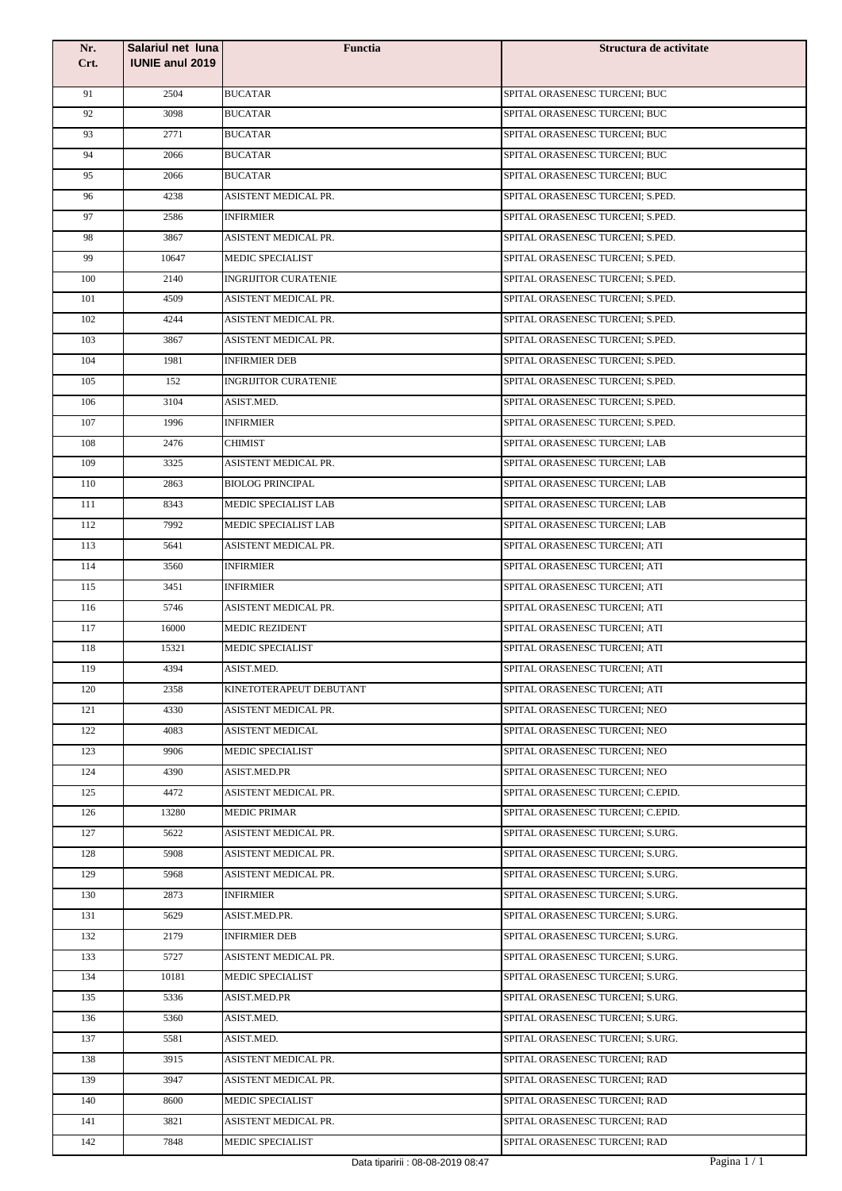| Nr. Crt. | Salariul net luna IUNIE anul 2019 | Functia | Structura de activitate |
|---|---|---|---|
| 91 | 2504 | BUCATAR | SPITAL ORASENESC TURCENI; BUC |
| 92 | 3098 | BUCATAR | SPITAL ORASENESC TURCENI; BUC |
| 93 | 2771 | BUCATAR | SPITAL ORASENESC TURCENI; BUC |
| 94 | 2066 | BUCATAR | SPITAL ORASENESC TURCENI; BUC |
| 95 | 2066 | BUCATAR | SPITAL ORASENESC TURCENI; BUC |
| 96 | 4238 | ASISTENT MEDICAL PR. | SPITAL ORASENESC TURCENI; S.PED. |
| 97 | 2586 | INFIRMIER | SPITAL ORASENESC TURCENI; S.PED. |
| 98 | 3867 | ASISTENT MEDICAL PR. | SPITAL ORASENESC TURCENI; S.PED. |
| 99 | 10647 | MEDIC SPECIALIST | SPITAL ORASENESC TURCENI; S.PED. |
| 100 | 2140 | INGRIJITOR CURATENIE | SPITAL ORASENESC TURCENI; S.PED. |
| 101 | 4509 | ASISTENT MEDICAL PR. | SPITAL ORASENESC TURCENI; S.PED. |
| 102 | 4244 | ASISTENT MEDICAL PR. | SPITAL ORASENESC TURCENI; S.PED. |
| 103 | 3867 | ASISTENT MEDICAL PR. | SPITAL ORASENESC TURCENI; S.PED. |
| 104 | 1981 | INFIRMIER DEB | SPITAL ORASENESC TURCENI; S.PED. |
| 105 | 152 | INGRIJITOR CURATENIE | SPITAL ORASENESC TURCENI; S.PED. |
| 106 | 3104 | ASIST.MED. | SPITAL ORASENESC TURCENI; S.PED. |
| 107 | 1996 | INFIRMIER | SPITAL ORASENESC TURCENI; S.PED. |
| 108 | 2476 | CHIMIST | SPITAL ORASENESC TURCENI; LAB |
| 109 | 3325 | ASISTENT MEDICAL PR. | SPITAL ORASENESC TURCENI; LAB |
| 110 | 2863 | BIOLOG PRINCIPAL | SPITAL ORASENESC TURCENI; LAB |
| 111 | 8343 | MEDIC SPECIALIST LAB | SPITAL ORASENESC TURCENI; LAB |
| 112 | 7992 | MEDIC SPECIALIST LAB | SPITAL ORASENESC TURCENI; LAB |
| 113 | 5641 | ASISTENT MEDICAL PR. | SPITAL ORASENESC TURCENI; ATI |
| 114 | 3560 | INFIRMIER | SPITAL ORASENESC TURCENI; ATI |
| 115 | 3451 | INFIRMIER | SPITAL ORASENESC TURCENI; ATI |
| 116 | 5746 | ASISTENT MEDICAL PR. | SPITAL ORASENESC TURCENI; ATI |
| 117 | 16000 | MEDIC REZIDENT | SPITAL ORASENESC TURCENI; ATI |
| 118 | 15321 | MEDIC SPECIALIST | SPITAL ORASENESC TURCENI; ATI |
| 119 | 4394 | ASIST.MED. | SPITAL ORASENESC TURCENI; ATI |
| 120 | 2358 | KINETOTERAPEUT DEBUTANT | SPITAL ORASENESC TURCENI; ATI |
| 121 | 4330 | ASISTENT MEDICAL PR. | SPITAL ORASENESC TURCENI; NEO |
| 122 | 4083 | ASISTENT MEDICAL | SPITAL ORASENESC TURCENI; NEO |
| 123 | 9906 | MEDIC SPECIALIST | SPITAL ORASENESC TURCENI; NEO |
| 124 | 4390 | ASIST.MED.PR | SPITAL ORASENESC TURCENI; NEO |
| 125 | 4472 | ASISTENT MEDICAL PR. | SPITAL ORASENESC TURCENI; C.EPID. |
| 126 | 13280 | MEDIC PRIMAR | SPITAL ORASENESC TURCENI; C.EPID. |
| 127 | 5622 | ASISTENT MEDICAL PR. | SPITAL ORASENESC TURCENI; S.URG. |
| 128 | 5908 | ASISTENT MEDICAL PR. | SPITAL ORASENESC TURCENI; S.URG. |
| 129 | 5968 | ASISTENT MEDICAL PR. | SPITAL ORASENESC TURCENI; S.URG. |
| 130 | 2873 | INFIRMIER | SPITAL ORASENESC TURCENI; S.URG. |
| 131 | 5629 | ASIST.MED.PR. | SPITAL ORASENESC TURCENI; S.URG. |
| 132 | 2179 | INFIRMIER DEB | SPITAL ORASENESC TURCENI; S.URG. |
| 133 | 5727 | ASISTENT MEDICAL PR. | SPITAL ORASENESC TURCENI; S.URG. |
| 134 | 10181 | MEDIC SPECIALIST | SPITAL ORASENESC TURCENI; S.URG. |
| 135 | 5336 | ASIST.MED.PR | SPITAL ORASENESC TURCENI; S.URG. |
| 136 | 5360 | ASIST.MED. | SPITAL ORASENESC TURCENI; S.URG. |
| 137 | 5581 | ASIST.MED. | SPITAL ORASENESC TURCENI; S.URG. |
| 138 | 3915 | ASISTENT MEDICAL PR. | SPITAL ORASENESC TURCENI; RAD |
| 139 | 3947 | ASISTENT MEDICAL PR. | SPITAL ORASENESC TURCENI; RAD |
| 140 | 8600 | MEDIC SPECIALIST | SPITAL ORASENESC TURCENI; RAD |
| 141 | 3821 | ASISTENT MEDICAL PR. | SPITAL ORASENESC TURCENI; RAD |
| 142 | 7848 | MEDIC SPECIALIST | SPITAL ORASENESC TURCENI; RAD |

Data tiparirii : 08-08-2019 08:47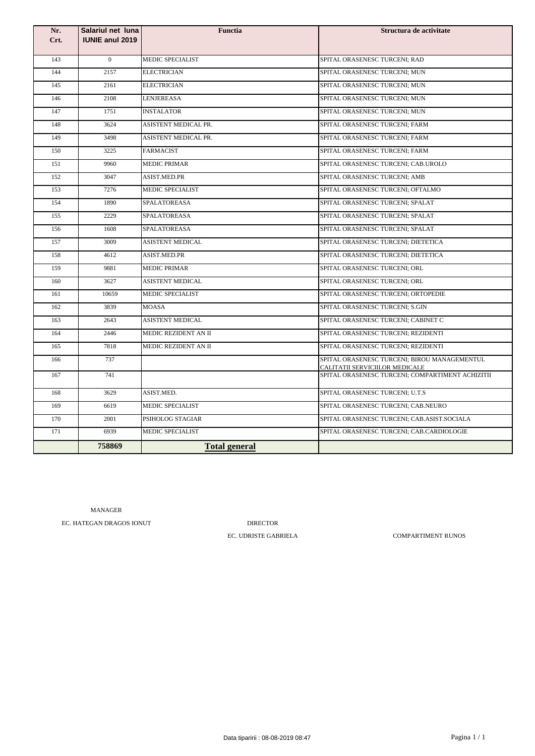| Nr. Crt. | Salariul net luna IUNIE anul 2019 | Functia | Structura de activitate |
|---|---|---|---|
| 143 | 0 | MEDIC SPECIALIST | SPITAL ORASENESC TURCENI; RAD |
| 144 | 2157 | ELECTRICIAN | SPITAL ORASENESC TURCENI; MUN |
| 145 | 2161 | ELECTRICIAN | SPITAL ORASENESC TURCENI; MUN |
| 146 | 2108 | LENJEREASA | SPITAL ORASENESC TURCENI; MUN |
| 147 | 1751 | INSTALATOR | SPITAL ORASENESC TURCENI; MUN |
| 148 | 3624 | ASISTENT MEDICAL PR. | SPITAL ORASENESC TURCENI; FARM |
| 149 | 3498 | ASISTENT MEDICAL PR. | SPITAL ORASENESC TURCENI; FARM |
| 150 | 3225 | FARMACIST | SPITAL ORASENESC TURCENI; FARM |
| 151 | 9960 | MEDIC PRIMAR | SPITAL ORASENESC TURCENI; CAB.UROLO |
| 152 | 3047 | ASIST.MED.PR | SPITAL ORASENESC TURCENI; AMB |
| 153 | 7276 | MEDIC SPECIALIST | SPITAL ORASENESC TURCENI; OFTALMO |
| 154 | 1890 | SPALATOREASA | SPITAL ORASENESC TURCENI; SPALAT |
| 155 | 2229 | SPALATOREASA | SPITAL ORASENESC TURCENI; SPALAT |
| 156 | 1608 | SPALATOREASA | SPITAL ORASENESC TURCENI; SPALAT |
| 157 | 3009 | ASISTENT MEDICAL | SPITAL ORASENESC TURCENI; DIETETICA |
| 158 | 4612 | ASIST.MED.PR | SPITAL ORASENESC TURCENI; DIETETICA |
| 159 | 9881 | MEDIC PRIMAR | SPITAL ORASENESC TURCENI; ORL |
| 160 | 3627 | ASISTENT MEDICAL | SPITAL ORASENESC TURCENI; ORL |
| 161 | 10659 | MEDIC SPECIALIST | SPITAL ORASENESC TURCENI; ORTOPEDIE |
| 162 | 3839 | MOASA | SPITAL ORASENESC TURCENI; S.GIN |
| 163 | 2643 | ASISTENT MEDICAL | SPITAL ORASENESC TURCENI; CABINET C |
| 164 | 2446 | MEDIC REZIDENT AN II | SPITAL ORASENESC TURCENI; REZIDENTI |
| 165 | 7818 | MEDIC REZIDENT AN II | SPITAL ORASENESC TURCENI; REZIDENTI |
| 166 | 737 | | SPITAL ORASENESC TURCENI; BIROU MANAGEMENTUL CALITATII SERVICIILOR MEDICALE |
| 167 | 741 | | SPITAL ORASENESC TURCENI; COMPARTIMENT ACHIZITII |
| 168 | 3629 | ASIST.MED. | SPITAL ORASENESC TURCENI; U.T.S |
| 169 | 6619 | MEDIC SPECIALIST | SPITAL ORASENESC TURCENI; CAB.NEURO |
| 170 | 2001 | PSIHOLOG STAGIAR | SPITAL ORASENESC TURCENI; CAB.ASIST.SOCIALA |
| 171 | 6939 | MEDIC SPECIALIST | SPITAL ORASENESC TURCENI; CAB.CARDIOLOGIE |
| | **758869** | **Total general** | |

MANAGER

EC. HATEGAN DRAGOS IONUT

DIRECTOR

EC. UDRISTE GABRIELA

COMPARTIMENT RUNOS

Data tiparirii : 08-08-2019 08:47